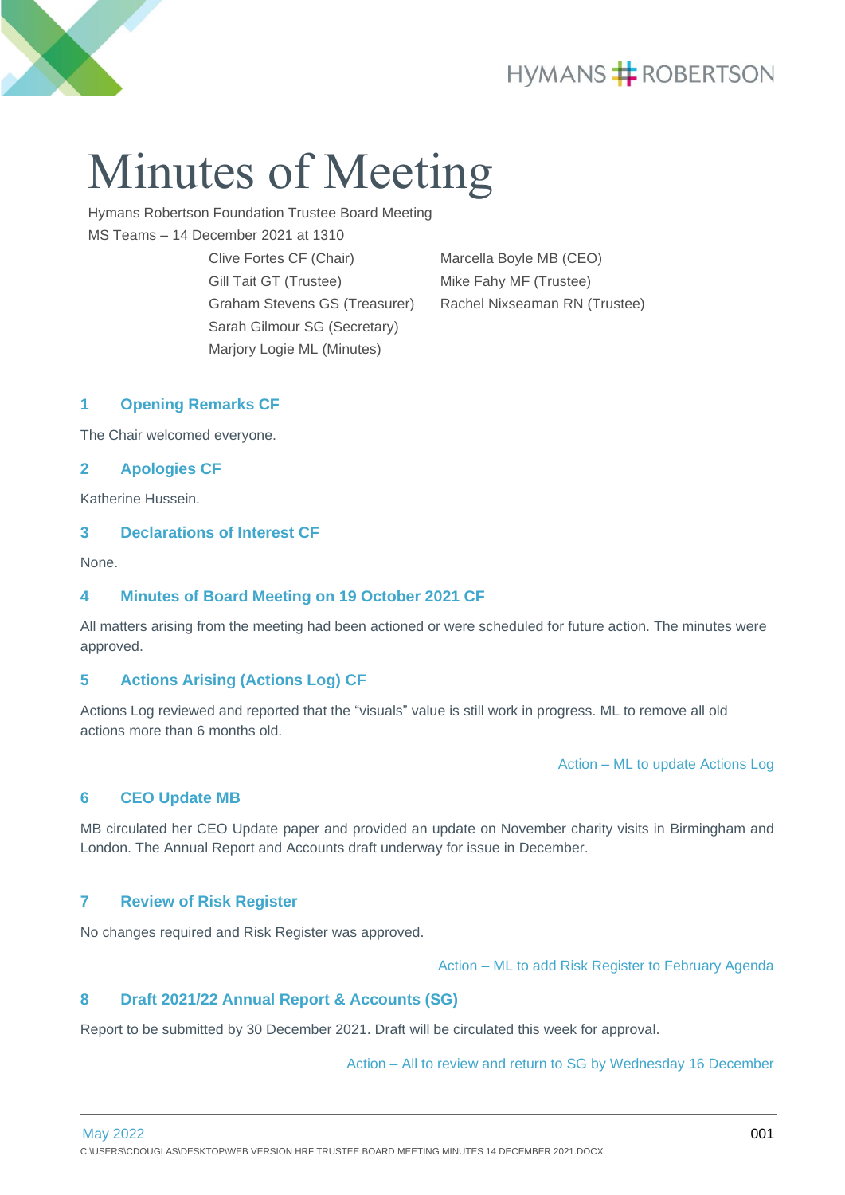# Minutes of Meeting

Hymans Robertson Foundation Trustee Board Meeting

MS Teams – 14 December 2021 at 1310

| | |
|---|---|
| Clive Fortes CF (Chair) | Marcella Boyle MB (CEO) |
| Gill Tait GT (Trustee) | Mike Fahy MF (Trustee) |
| Graham Stevens GS (Treasurer) | Rachel Nixseaman RN (Trustee) |
| Sarah Gilmour SG (Secretary) | |
| Marjory Logie ML (Minutes) | |

## 1 Opening Remarks CF

The Chair welcomed everyone.

## 2 Apologies CF

Katherine Hussein.

## 3 Declarations of Interest CF

None.

## 4 Minutes of Board Meeting on 19 October 2021 CF

All matters arising from the meeting had been actioned or were scheduled for future action. The minutes were approved.

## 5 Actions Arising (Actions Log) CF

Actions Log reviewed and reported that the "visuals" value is still work in progress. ML to remove all old actions more than 6 months old.

Action – ML to update Actions Log

## 6 CEO Update MB

MB circulated her CEO Update paper and provided an update on November charity visits in Birmingham and London. The Annual Report and Accounts draft underway for issue in December.

## 7 Review of Risk Register

No changes required and Risk Register was approved.

Action – ML to add Risk Register to February Agenda

## 8 Draft 2021/22 Annual Report & Accounts (SG)

Report to be submitted by 30 December 2021. Draft will be circulated this week for approval.

Action – All to review and return to SG by Wednesday 16 December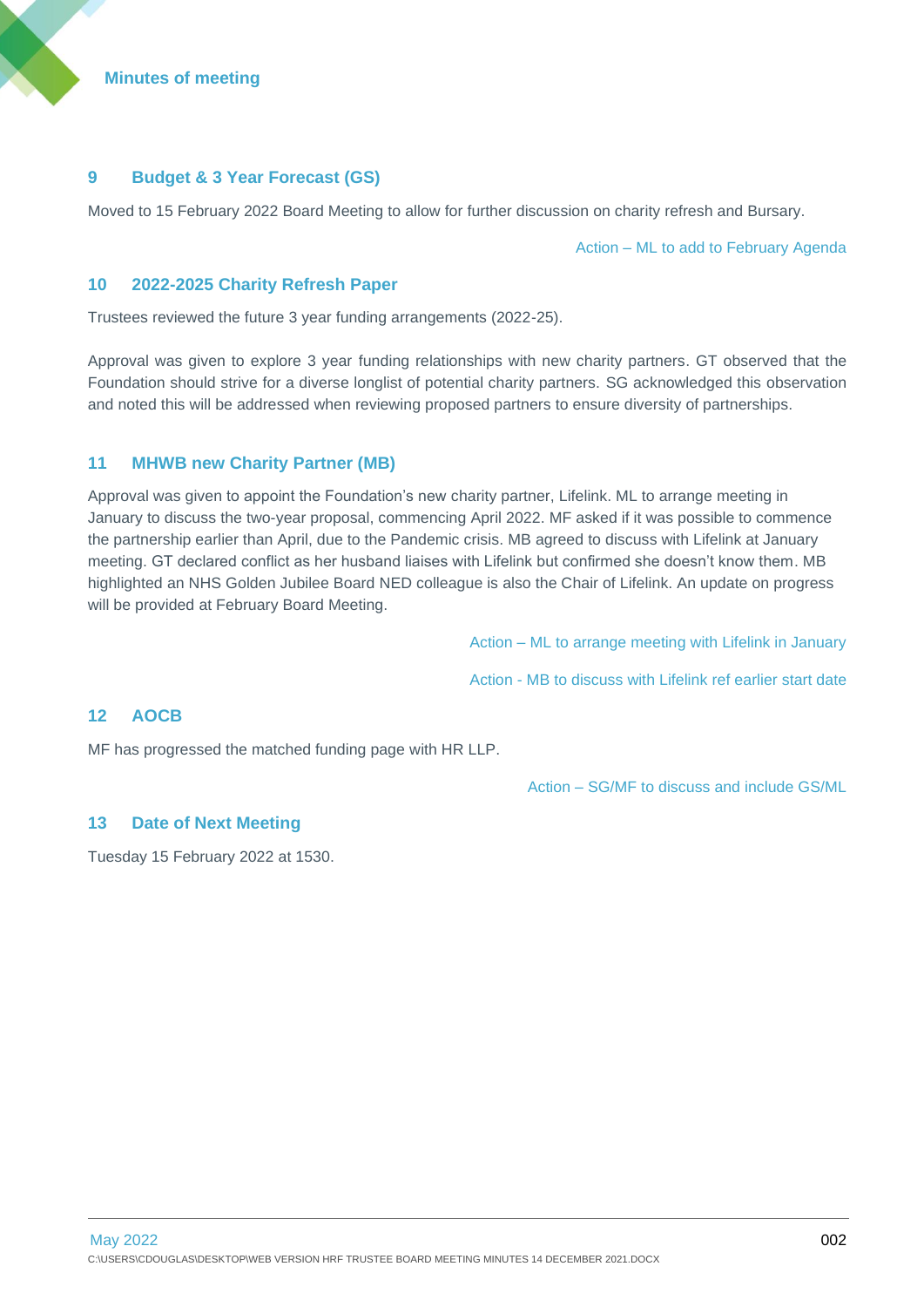## 9 Budget & 3 Year Forecast (GS)

Moved to 15 February 2022 Board Meeting to allow for further discussion on charity refresh and Bursary.

Action – ML to add to February Agenda

## 10 2022-2025 Charity Refresh Paper

Trustees reviewed the future 3 year funding arrangements (2022-25).

Approval was given to explore 3 year funding relationships with new charity partners. GT observed that the Foundation should strive for a diverse longlist of potential charity partners. SG acknowledged this observation and noted this will be addressed when reviewing proposed partners to ensure diversity of partnerships.

## 11 MHWB new Charity Partner (MB)

Approval was given to appoint the Foundation's new charity partner, Lifelink. ML to arrange meeting in January to discuss the two-year proposal, commencing April 2022. MF asked if it was possible to commence the partnership earlier than April, due to the Pandemic crisis. MB agreed to discuss with Lifelink at January meeting. GT declared conflict as her husband liaises with Lifelink but confirmed she doesn't know them. MB highlighted an NHS Golden Jubilee Board NED colleague is also the Chair of Lifelink. An update on progress will be provided at February Board Meeting.

Action – ML to arrange meeting with Lifelink in January

Action - MB to discuss with Lifelink ref earlier start date

## 12 AOCB

MF has progressed the matched funding page with HR LLP.

Action – SG/MF to discuss and include GS/ML

## 13 Date of Next Meeting

Tuesday 15 February 2022 at 1530.